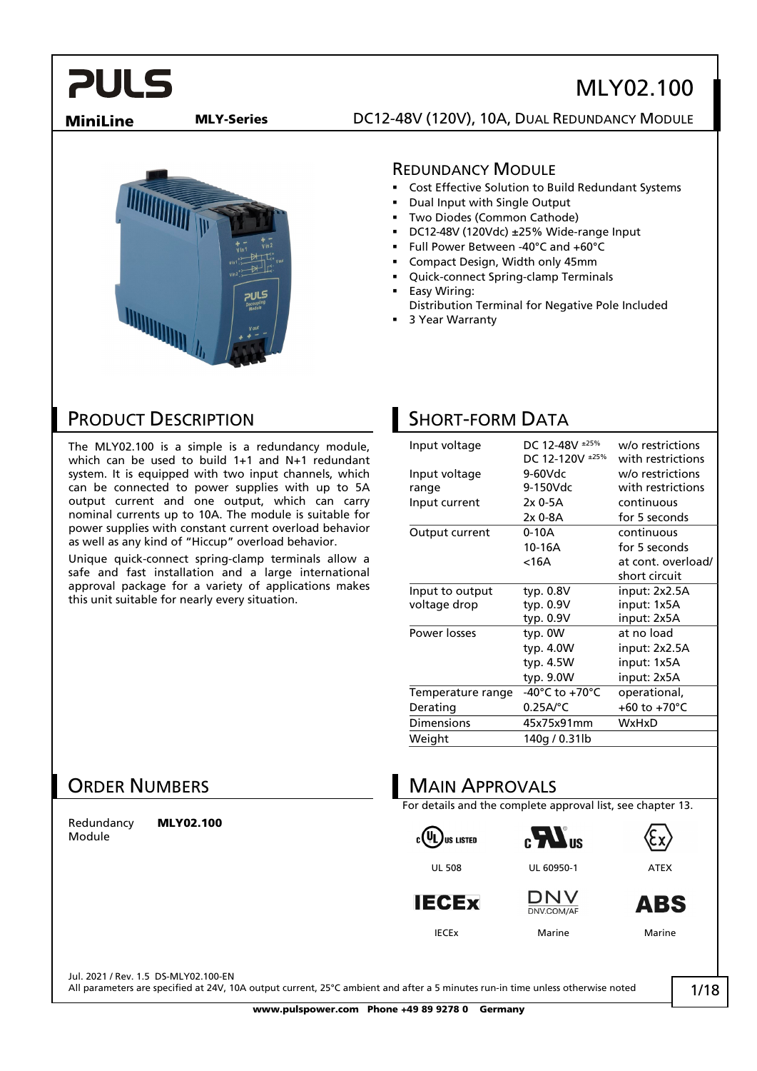# PULS

**MiniLine** **MLY-Series**

# MLY02.100

DC12-48V (120V), 10A, DUAL REDUNDANCY MODULE

## REDUNDANCY MODULE

- Cost Effective Solution to Build Redundant Systems
- Dual Input with Single Output
- Two Diodes (Common Cathode)
- DC12-48V (120Vdc) ±25% Wide-range Input
- Full Power Between -40°C and +60°C
- Compact Design, Width only 45mm
- Quick-connect Spring-clamp Terminals
- Easy Wiring:
  Distribution Terminal for Negative Pole Included
- 3 Year Warranty

## PRODUCT DESCRIPTION

The MLY02.100 is a simple is a redundancy module, which can be used to build 1+1 and N+1 redundant system. It is equipped with two input channels, which can be connected to power supplies with up to 5A output current and one output, which can carry nominal currents up to 10A. The module is suitable for power supplies with constant current overload behavior as well as any kind of "Hiccup" overload behavior.

Unique quick-connect spring-clamp terminals allow a safe and fast installation and a large international approval package for a variety of applications makes this unit suitable for nearly every situation.

## SHORT-FORM DATA

| | | |
|---|---|---|
| Input voltage | DC 12-48V $^{\pm25\%}$ | w/o restrictions |
| | DC 12-120V $^{\pm25\%}$ | with restrictions |
| Input voltage range | 9-60Vdc | w/o restrictions |
| | 9-150Vdc | with restrictions |
| Input current | 2x 0-5A | continuous |
| | 2x 0-8A | for 5 seconds |
| Output current | 0-10A | continuous |
| | 10-16A | for 5 seconds |
| | <16A | at cont. overload/ short circuit |
| Input to output voltage drop | typ. 0.8V | input: 2x2.5A |
| | typ. 0.9V | input: 1x5A |
| | typ. 0.9V | input: 2x5A |
| Power losses | typ. 0W | at no load |
| | typ. 4.0W | input: 2x2.5A |
| | typ. 4.5W | input: 1x5A |
| | typ. 9.0W | input: 2x5A |
| Temperature range | -40°C to +70°C | operational, |
| Derating | 0.25A/°C | +60 to +70°C |
| Dimensions | 45x75x91mm | WxHxD |
| Weight | 140g / 0.31lb | |

## ORDER NUMBERS

| | |
|---|---|
| Redundancy Module | **MLY02.100** |

## MAIN APPROVALS

For details and the complete approval list, see chapter 13.

UL 508 | UL 60950-1 | ATEX

IECEx | Marine | Marine

Jul. 2021 / Rev. 1.5 DS-MLY02.100-EN

All parameters are specified at 24V, 10A output current, 25°C ambient and after a 5 minutes run-in time unless otherwise noted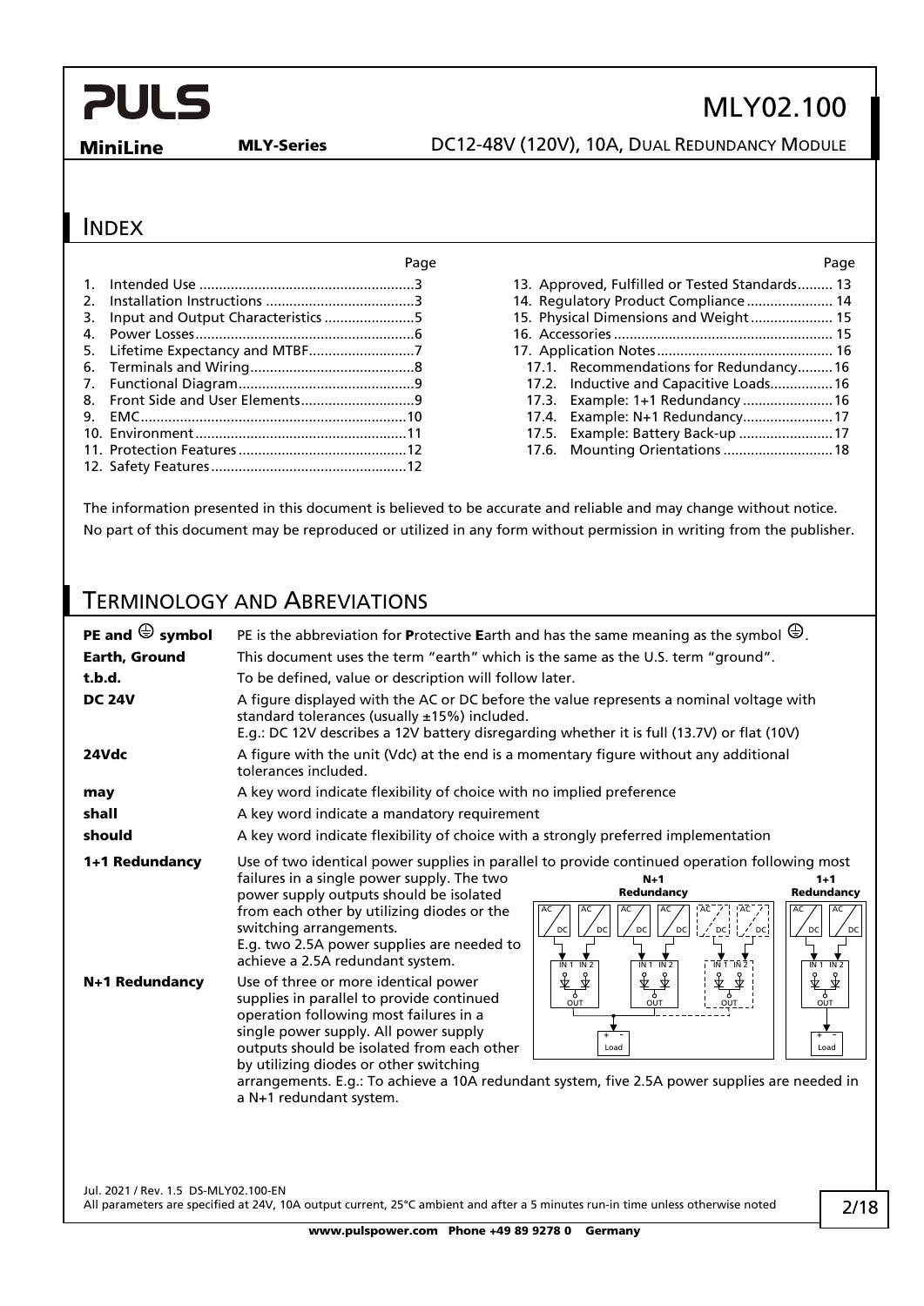## INDEX

| | Page |
|---|---|
| 1. Intended Use | 3 |
| 2. Installation Instructions | 3 |
| 3. Input and Output Characteristics | 5 |
| 4. Power Losses | 6 |
| 5. Lifetime Expectancy and MTBF | 7 |
| 6. Terminals and Wiring | 8 |
| 7. Functional Diagram | 9 |
| 8. Front Side and User Elements | 9 |
| 9. EMC | 10 |
| 10. Environment | 11 |
| 11. Protection Features | 12 |
| 12. Safety Features | 12 |
| 13. Approved, Fulfilled or Tested Standards | 13 |
| 14. Regulatory Product Compliance | 14 |
| 15. Physical Dimensions and Weight | 15 |
| 16. Accessories | 15 |
| 17. Application Notes | 16 |
| 17.1. Recommendations for Redundancy | 16 |
| 17.2. Inductive and Capacitive Loads | 16 |
| 17.3. Example: 1+1 Redundancy | 16 |
| 17.4. Example: N+1 Redundancy | 17 |
| 17.5. Example: Battery Back-up | 17 |
| 17.6. Mounting Orientations | 18 |

The information presented in this document is believed to be accurate and reliable and may change without notice.
No part of this document may be reproduced or utilized in any form without permission in writing from the publisher.

## TERMINOLOGY AND ABREVIATIONS

| | |
|---|---|
| **PE and ⏚ symbol** | PE is the abbreviation for **P**rotective **E**arth and has the same meaning as the symbol ⏚. |
| **Earth, Ground** | This document uses the term "earth" which is the same as the U.S. term "ground". |
| **t.b.d.** | To be defined, value or description will follow later. |
| **DC 24V** | A figure displayed with the AC or DC before the value represents a nominal voltage with standard tolerances (usually ±15%) included. E.g.: DC 12V describes a 12V battery disregarding whether it is full (13.7V) or flat (10V) |
| **24Vdc** | A figure with the unit (Vdc) at the end is a momentary figure without any additional tolerances included. |
| **may** | A key word indicate flexibility of choice with no implied preference |
| **shall** | A key word indicate a mandatory requirement |
| **should** | A key word indicate flexibility of choice with a strongly preferred implementation |
| **1+1 Redundancy** | Use of two identical power supplies in parallel to provide continued operation following most failures in a single power supply. The two power supply outputs should be isolated from each other by utilizing diodes or the switching arrangements. E.g. two 2.5A power supplies are needed to achieve a 2.5A redundant system. |
| **N+1 Redundancy** | Use of three or more identical power supplies in parallel to provide continued operation following most failures in a single power supply. All power supply outputs should be isolated from each other by utilizing diodes or other switching arrangements. E.g.: To achieve a 10A redundant system, five 2.5A power supplies are needed in a N+1 redundant system. |

N+1 Redundancy | 1+1 Redundancy

AC / DC, IN 1, IN 2, OUT, Load, +, -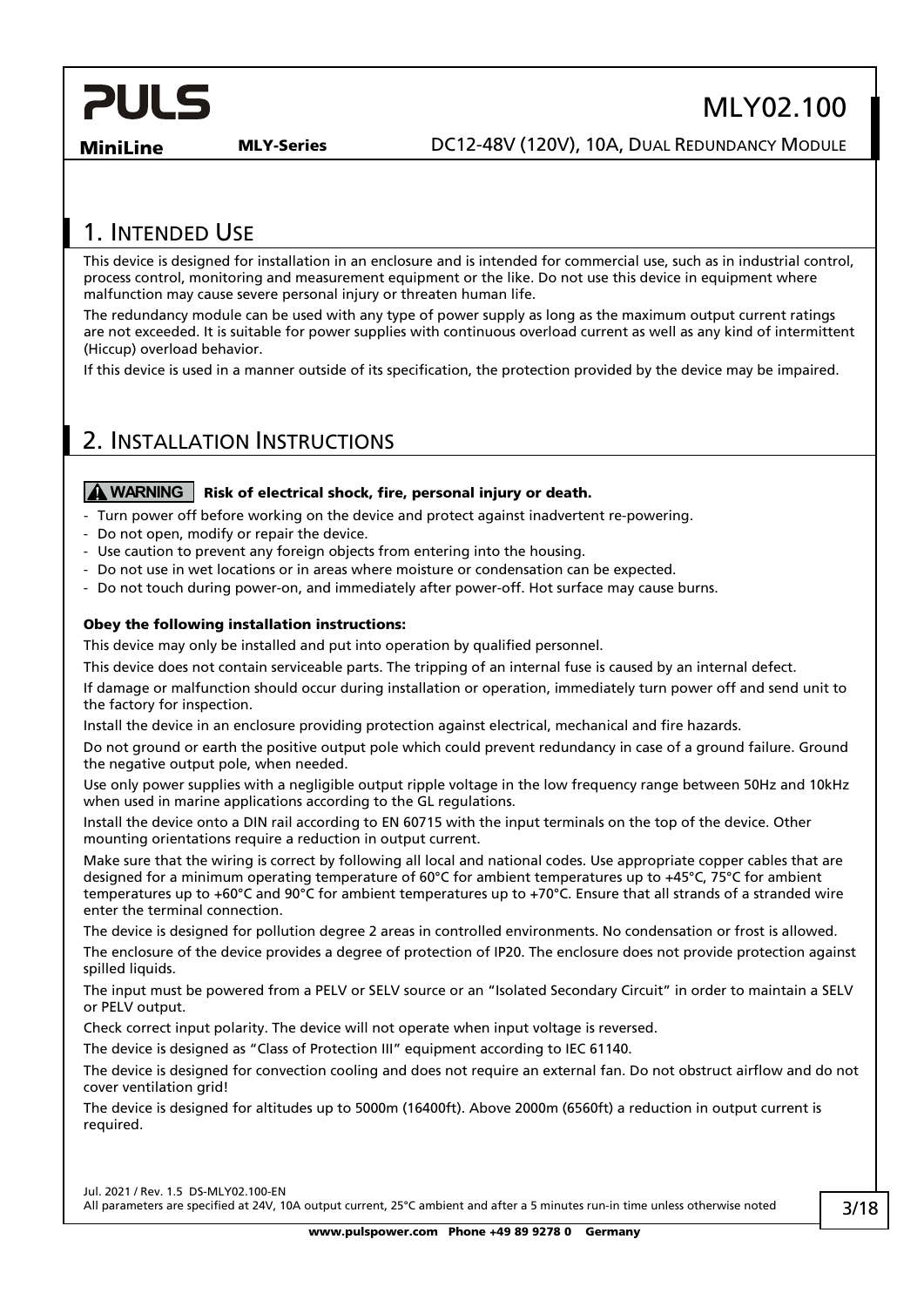## 1. Intended Use

This device is designed for installation in an enclosure and is intended for commercial use, such as in industrial control, process control, monitoring and measurement equipment or the like. Do not use this device in equipment where malfunction may cause severe personal injury or threaten human life.

The redundancy module can be used with any type of power supply as long as the maximum output current ratings are not exceeded. It is suitable for power supplies with continuous overload current as well as any kind of intermittent (Hiccup) overload behavior.

If this device is used in a manner outside of its specification, the protection provided by the device may be impaired.

## 2. Installation Instructions

**⚠ WARNING Risk of electrical shock, fire, personal injury or death.**

- Turn power off before working on the device and protect against inadvertent re-powering.
- Do not open, modify or repair the device.
- Use caution to prevent any foreign objects from entering into the housing.
- Do not use in wet locations or in areas where moisture or condensation can be expected.
- Do not touch during power-on, and immediately after power-off. Hot surface may cause burns.

**Obey the following installation instructions:**

This device may only be installed and put into operation by qualified personnel.

This device does not contain serviceable parts. The tripping of an internal fuse is caused by an internal defect.

If damage or malfunction should occur during installation or operation, immediately turn power off and send unit to the factory for inspection.

Install the device in an enclosure providing protection against electrical, mechanical and fire hazards.

Do not ground or earth the positive output pole which could prevent redundancy in case of a ground failure. Ground the negative output pole, when needed.

Use only power supplies with a negligible output ripple voltage in the low frequency range between 50Hz and 10kHz when used in marine applications according to the GL regulations.

Install the device onto a DIN rail according to EN 60715 with the input terminals on the top of the device. Other mounting orientations require a reduction in output current.

Make sure that the wiring is correct by following all local and national codes. Use appropriate copper cables that are designed for a minimum operating temperature of 60°C for ambient temperatures up to +45°C, 75°C for ambient temperatures up to +60°C and 90°C for ambient temperatures up to +70°C. Ensure that all strands of a stranded wire enter the terminal connection.

The device is designed for pollution degree 2 areas in controlled environments. No condensation or frost is allowed.

The enclosure of the device provides a degree of protection of IP20. The enclosure does not provide protection against spilled liquids.

The input must be powered from a PELV or SELV source or an "Isolated Secondary Circuit" in order to maintain a SELV or PELV output.

Check correct input polarity. The device will not operate when input voltage is reversed.

The device is designed as "Class of Protection III" equipment according to IEC 61140.

The device is designed for convection cooling and does not require an external fan. Do not obstruct airflow and do not cover ventilation grid!

The device is designed for altitudes up to 5000m (16400ft). Above 2000m (6560ft) a reduction in output current is required.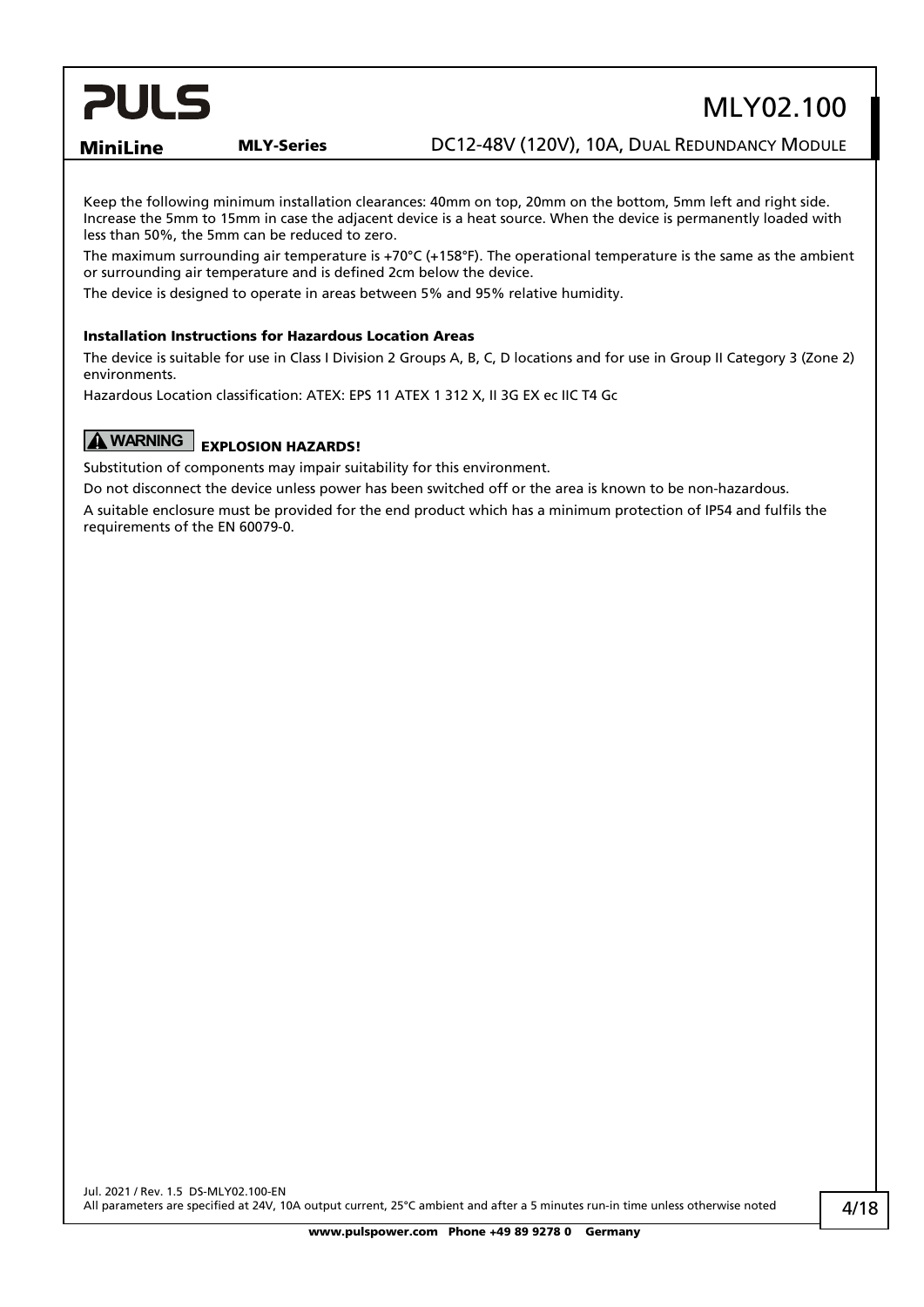Keep the following minimum installation clearances: 40mm on top, 20mm on the bottom, 5mm left and right side. Increase the 5mm to 15mm in case the adjacent device is a heat source. When the device is permanently loaded with less than 50%, the 5mm can be reduced to zero.

The maximum surrounding air temperature is +70°C (+158°F). The operational temperature is the same as the ambient or surrounding air temperature and is defined 2cm below the device.

The device is designed to operate in areas between 5% and 95% relative humidity.

### Installation Instructions for Hazardous Location Areas

The device is suitable for use in Class I Division 2 Groups A, B, C, D locations and for use in Group II Category 3 (Zone 2) environments.

Hazardous Location classification: ATEX: EPS 11 ATEX 1 312 X, II 3G EX ec IIC T4 Gc

**⚠ WARNING** **EXPLOSION HAZARDS!**

Substitution of components may impair suitability for this environment.

Do not disconnect the device unless power has been switched off or the area is known to be non-hazardous.

A suitable enclosure must be provided for the end product which has a minimum protection of IP54 and fulfils the requirements of the EN 60079-0.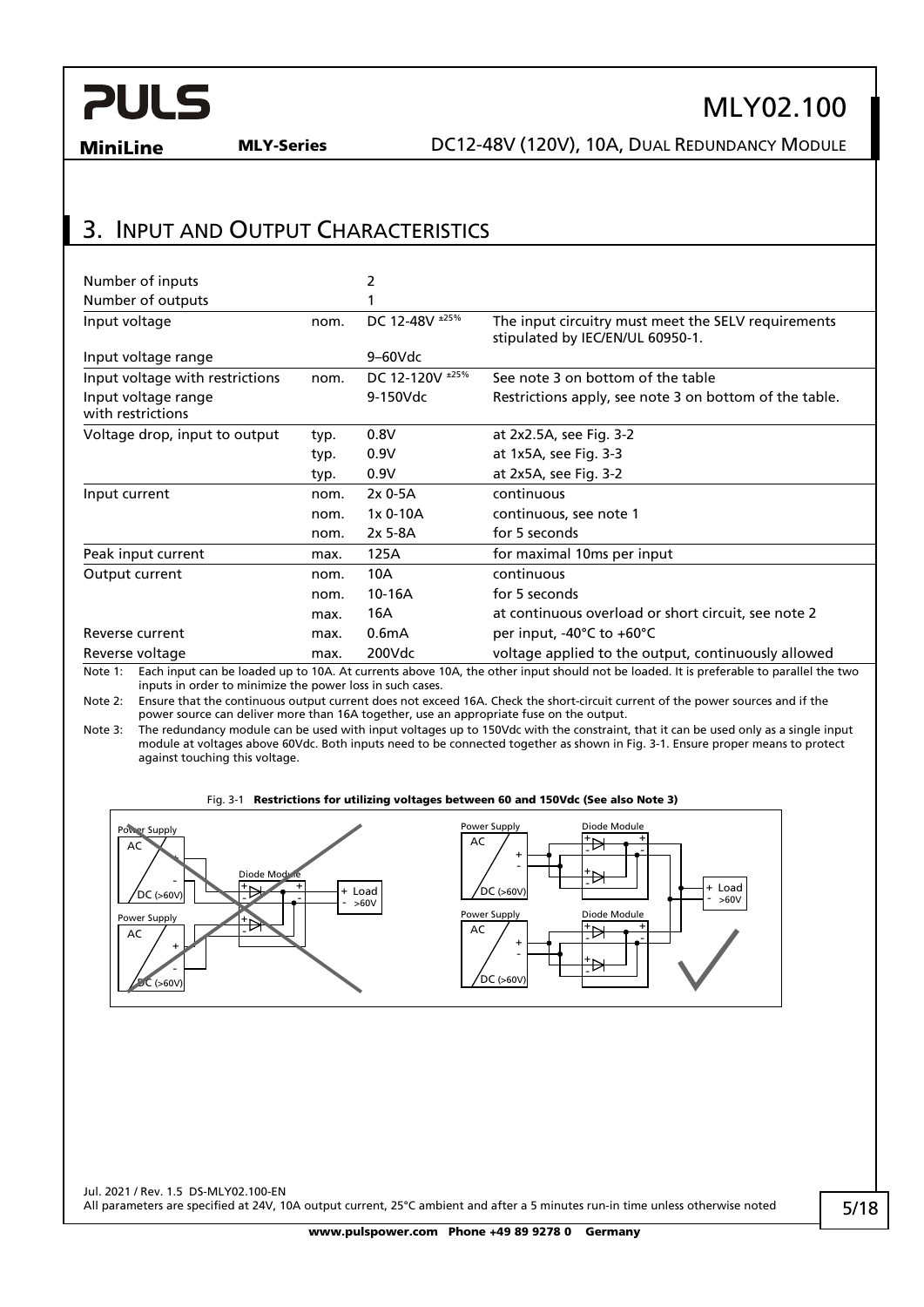## 3. Input and Output Characteristics

| | | | |
|---|---|---|---|
| Number of inputs | | 2 | |
| Number of outputs | | 1 | |
| Input voltage | nom. | DC 12-48V ±25% | The input circuitry must meet the SELV requirements stipulated by IEC/EN/UL 60950-1. |
| Input voltage range | | 9–60Vdc | |
| Input voltage with restrictions | nom. | DC 12-120V ±25% | See note 3 on bottom of the table |
| Input voltage range with restrictions | | 9-150Vdc | Restrictions apply, see note 3 on bottom of the table. |
| Voltage drop, input to output | typ. | 0.8V | at 2x2.5A, see Fig. 3-2 |
| | typ. | 0.9V | at 1x5A, see Fig. 3-3 |
| | typ. | 0.9V | at 2x5A, see Fig. 3-2 |
| Input current | nom. | 2x 0-5A | continuous |
| | nom. | 1x 0-10A | continuous, see note 1 |
| | nom. | 2x 5-8A | for 5 seconds |
| Peak input current | max. | 125A | for maximal 10ms per input |
| Output current | nom. | 10A | continuous |
| | nom. | 10-16A | for 5 seconds |
| | max. | 16A | at continuous overload or short circuit, see note 2 |
| Reverse current | max. | 0.6mA | per input, -40°C to +60°C |
| Reverse voltage | max. | 200Vdc | voltage applied to the output, continuously allowed |

Note 1: Each input can be loaded up to 10A. At currents above 10A, the other input should not be loaded. It is preferable to parallel the two inputs in order to minimize the power loss in such cases.

Note 2: Ensure that the continuous output current does not exceed 16A. Check the short-circuit current of the power sources and if the power source can deliver more than 16A together, use an appropriate fuse on the output.

Note 3: The redundancy module can be used with input voltages up to 150Vdc with the constraint, that it can be used only as a single input module at voltages above 60Vdc. Both inputs need to be connected together as shown in Fig. 3-1. Ensure proper means to protect against touching this voltage.

Fig. 3-1 **Restrictions for utilizing voltages between 60 and 150Vdc (See also Note 3)**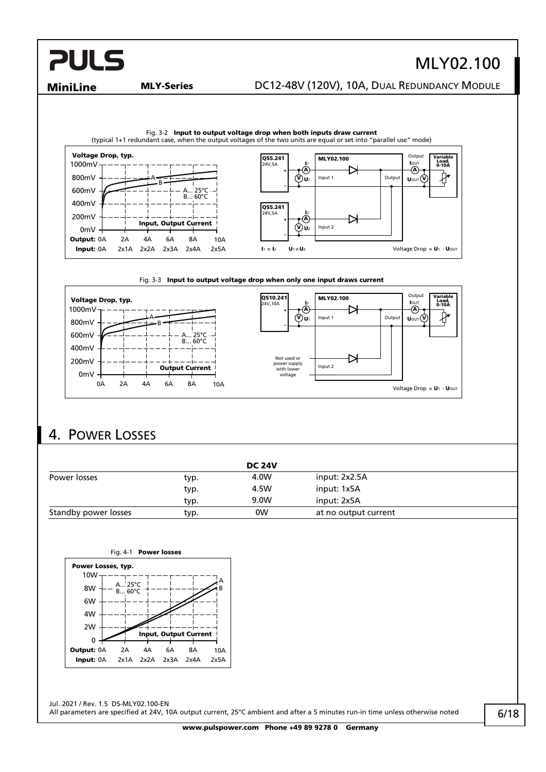Fig. 3-2 **Input to output voltage drop when both inputs draw current**
(typical 1+1 redundant case, when the output voltages of the two units are equal or set into "parallel use" mode)

Fig. 3-3 **Input to output voltage drop when only one input draws current**

# 4. Power Losses

| | | DC 24V | |
|---|---|---|---|
| Power losses | typ. | 4.0W | input: 2x2.5A |
| | typ. | 4.5W | input: 1x5A |
| | typ. | 9.0W | input: 2x5A |
| Standby power losses | typ. | 0W | at no output current |

Fig. 4-1 **Power losses**

Jul. 2021 / Rev. 1.5 DS-MLY02.100-EN
All parameters are specified at 24V, 10A output current, 25°C ambient and after a 5 minutes run-in time unless otherwise noted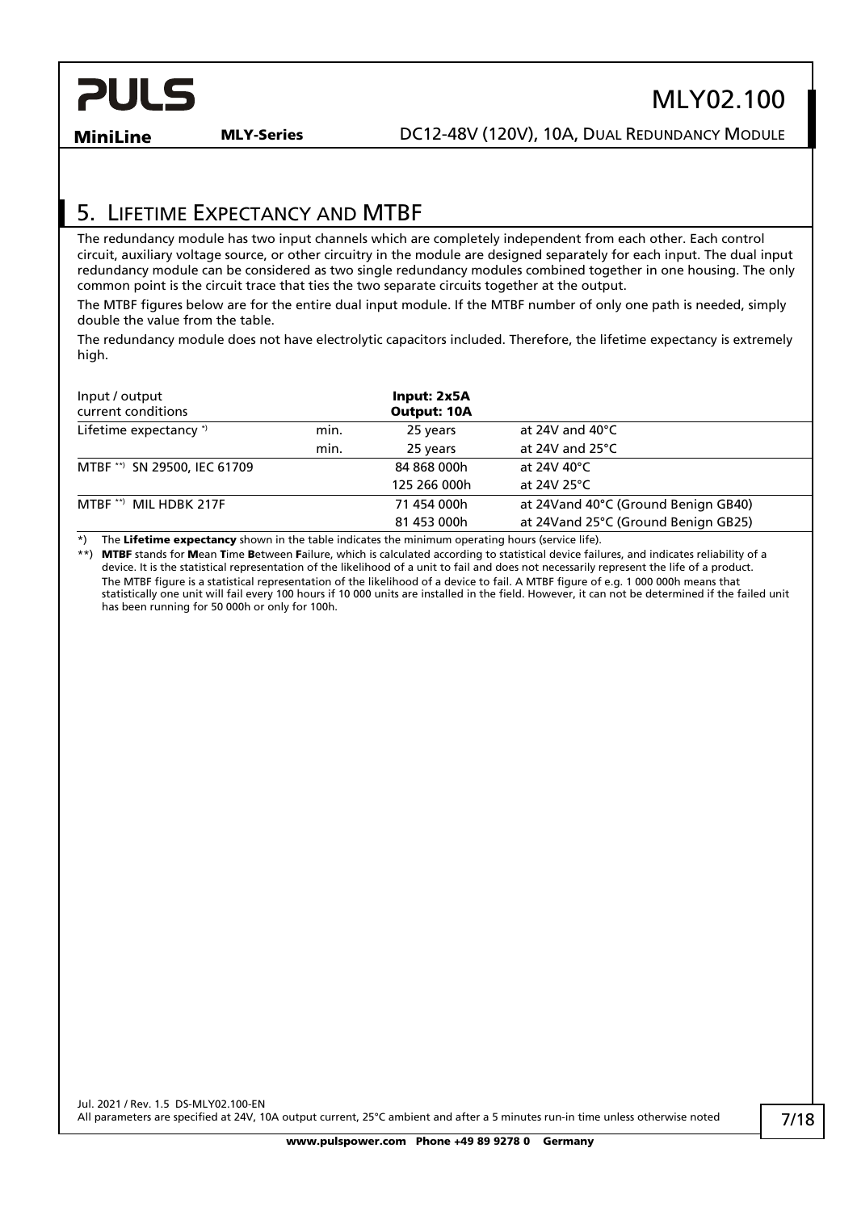## 5. Lifetime Expectancy and MTBF

The redundancy module has two input channels which are completely independent from each other. Each control circuit, auxiliary voltage source, or other circuitry in the module are designed separately for each input. The dual input redundancy module can be considered as two single redundancy modules combined together in one housing. The only common point is the circuit trace that ties the two separate circuits together at the output.

The MTBF figures below are for the entire dual input module. If the MTBF number of only one path is needed, simply double the value from the table.

The redundancy module does not have electrolytic capacitors included. Therefore, the lifetime expectancy is extremely high.

| Input / output current conditions | | **Input: 2x5A Output: 10A** | |
|---|---|---|---|
| Lifetime expectancy *) | min. | 25 years | at 24V and 40°C |
| | min. | 25 years | at 24V and 25°C |
| MTBF **) SN 29500, IEC 61709 | | 84 868 000h | at 24V 40°C |
| | | 125 266 000h | at 24V 25°C |
| MTBF **) MIL HDBK 217F | | 71 454 000h | at 24Vand 40°C (Ground Benign GB40) |
| | | 81 453 000h | at 24Vand 25°C (Ground Benign GB25) |

*) The **Lifetime expectancy** shown in the table indicates the minimum operating hours (service life).

**) **MTBF** stands for **M**ean **T**ime **B**etween **F**ailure, which is calculated according to statistical device failures, and indicates reliability of a device. It is the statistical representation of the likelihood of a unit to fail and does not necessarily represent the life of a product.
The MTBF figure is a statistical representation of the likelihood of a device to fail. A MTBF figure of e.g. 1 000 000h means that statistically one unit will fail every 100 hours if 10 000 units are installed in the field. However, it can not be determined if the failed unit has been running for 50 000h or only for 100h.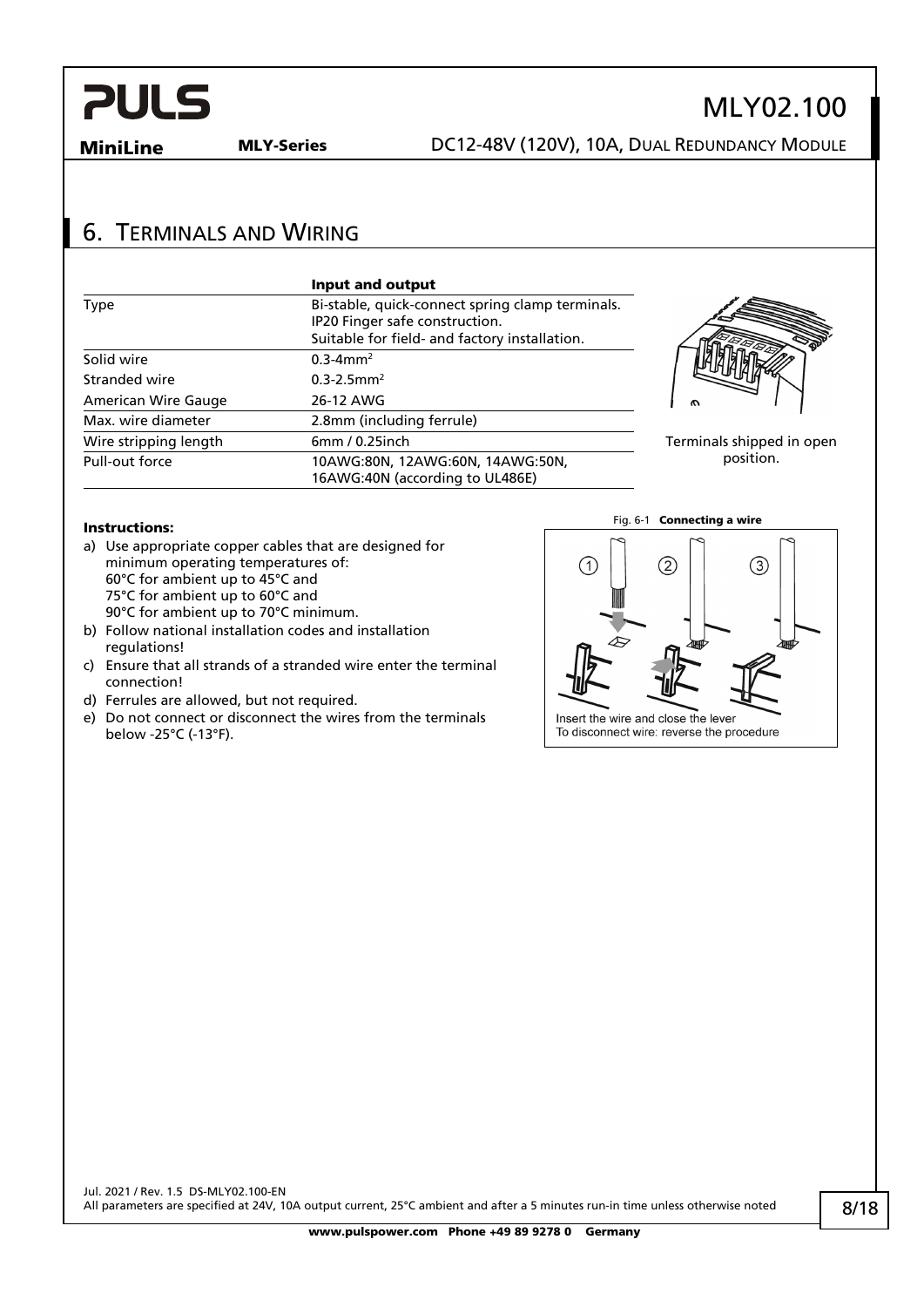## 6. Terminals and Wiring

| | Input and output |
|---|---|
| Type | Bi-stable, quick-connect spring clamp terminals. IP20 Finger safe construction. Suitable for field- and factory installation. |
| Solid wire | 0.3-4mm² |
| Stranded wire | 0.3-2.5mm² |
| American Wire Gauge | 26-12 AWG |
| Max. wire diameter | 2.8mm (including ferrule) |
| Wire stripping length | 6mm / 0.25inch |
| Pull-out force | 10AWG:80N, 12AWG:60N, 14AWG:50N, 16AWG:40N (according to UL486E) |

Terminals shipped in open position.

**Instructions:**

a) Use appropriate copper cables that are designed for minimum operating temperatures of:
60°C for ambient up to 45°C and
75°C for ambient up to 60°C and
90°C for ambient up to 70°C minimum.

b) Follow national installation codes and installation regulations!

c) Ensure that all strands of a stranded wire enter the terminal connection!

d) Ferrules are allowed, but not required.

e) Do not connect or disconnect the wires from the terminals below -25°C (-13°F).

Fig. 6-1 **Connecting a wire**

Insert the wire and close the lever
To disconnect wire: reverse the procedure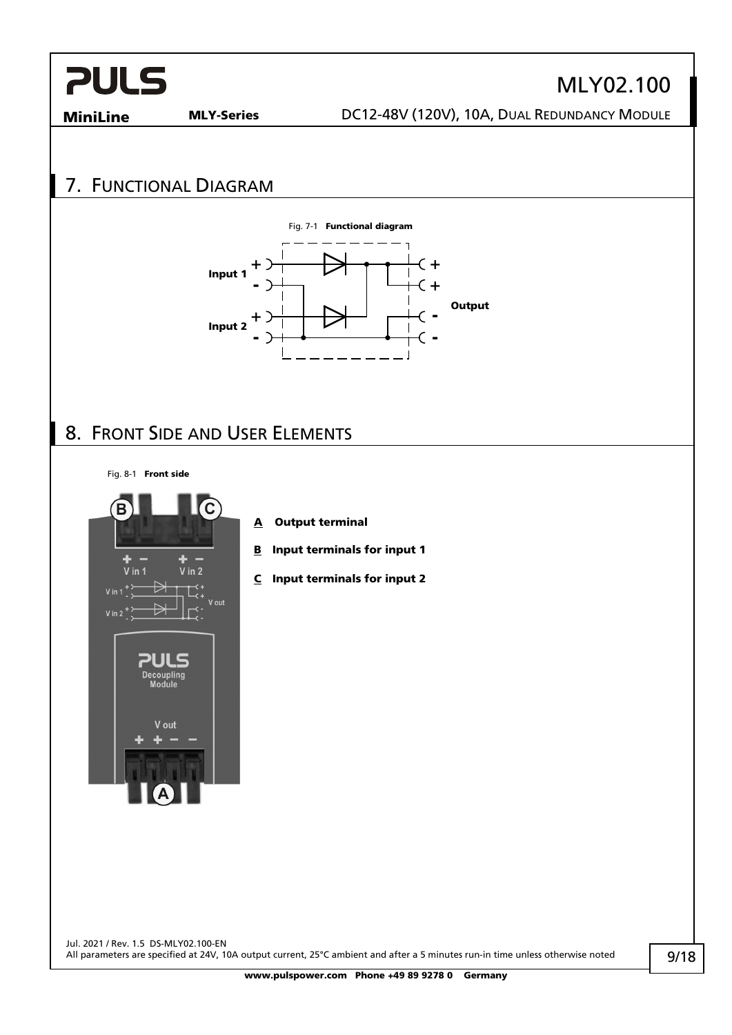## 7. Functional Diagram

Fig. 7-1 **Functional diagram**

Input 1 + - Input 2 + - Output + + - -

## 8. Front Side and User Elements

Fig. 8-1 **Front side**

**A** **Output terminal**

**B** **Input terminals for input 1**

**C** **Input terminals for input 2**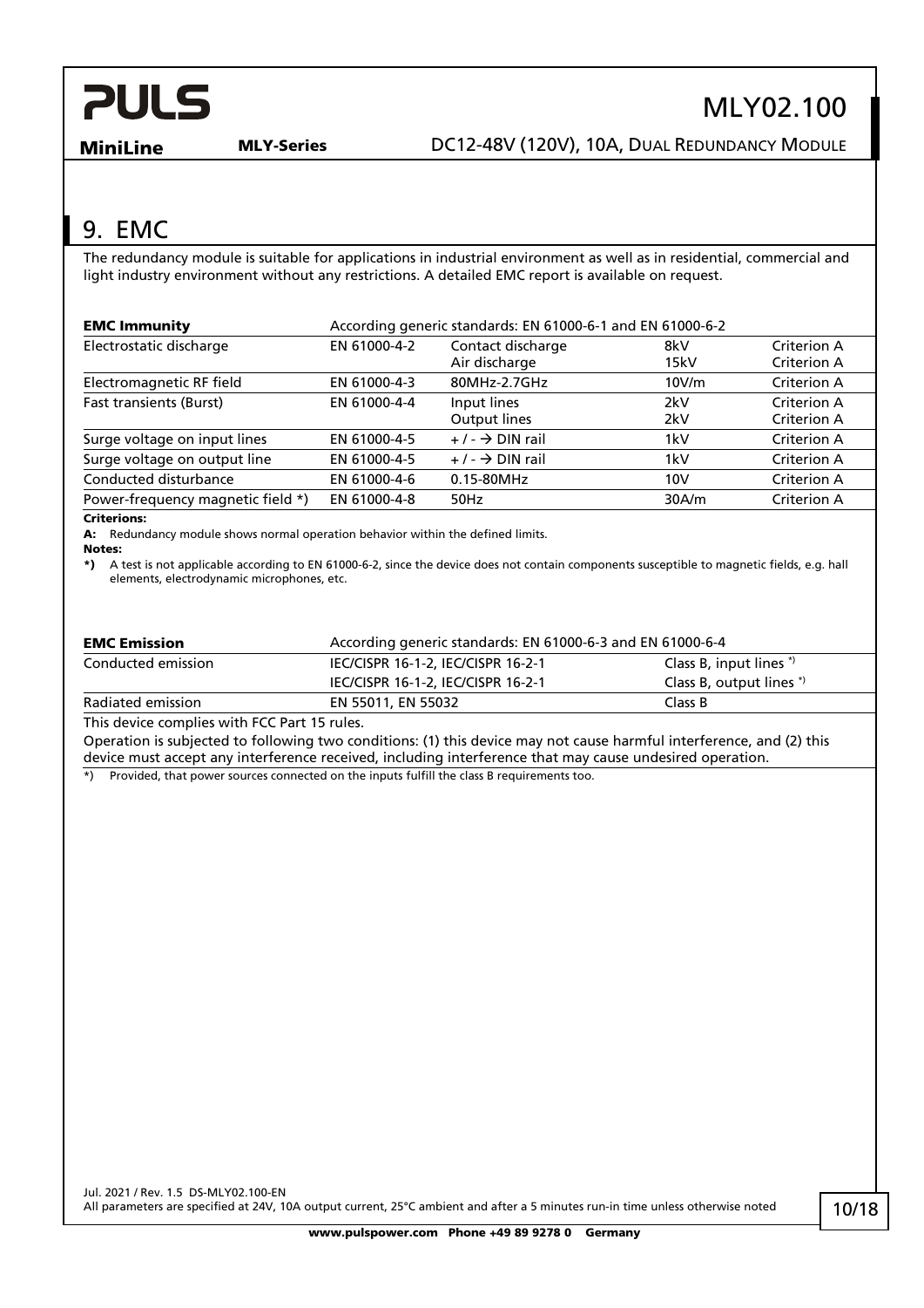## 9. EMC

The redundancy module is suitable for applications in industrial environment as well as in residential, commercial and light industry environment without any restrictions. A detailed EMC report is available on request.

| **EMC Immunity** | According generic standards: EN 61000-6-1 and EN 61000-6-2 | | | |
|---|---|---|---|---|
| Electrostatic discharge | EN 61000-4-2 | Contact discharge<br>Air discharge | 8kV<br>15kV | Criterion A<br>Criterion A |
| Electromagnetic RF field | EN 61000-4-3 | 80MHz-2.7GHz | 10V/m | Criterion A |
| Fast transients (Burst) | EN 61000-4-4 | Input lines<br>Output lines | 2kV<br>2kV | Criterion A<br>Criterion A |
| Surge voltage on input lines | EN 61000-4-5 | + / - → DIN rail | 1kV | Criterion A |
| Surge voltage on output line | EN 61000-4-5 | + / - → DIN rail | 1kV | Criterion A |
| Conducted disturbance | EN 61000-4-6 | 0.15-80MHz | 10V | Criterion A |
| Power-frequency magnetic field *) | EN 61000-4-8 | 50Hz | 30A/m | Criterion A |

**Criterions:**

**A:** Redundancy module shows normal operation behavior within the defined limits.

**Notes:**

**\*)** A test is not applicable according to EN 61000-6-2, since the device does not contain components susceptible to magnetic fields, e.g. hall elements, electrodynamic microphones, etc.

| **EMC Emission** | According generic standards: EN 61000-6-3 and EN 61000-6-4 | |
|---|---|---|
| Conducted emission | IEC/CISPR 16-1-2, IEC/CISPR 16-2-1<br>IEC/CISPR 16-1-2, IEC/CISPR 16-2-1 | Class B, input lines *)<br>Class B, output lines *) |
| Radiated emission | EN 55011, EN 55032 | Class B |

This device complies with FCC Part 15 rules.

Operation is subjected to following two conditions: (1) this device may not cause harmful interference, and (2) this device must accept any interference received, including interference that may cause undesired operation.

*) Provided, that power sources connected on the inputs fulfill the class B requirements too.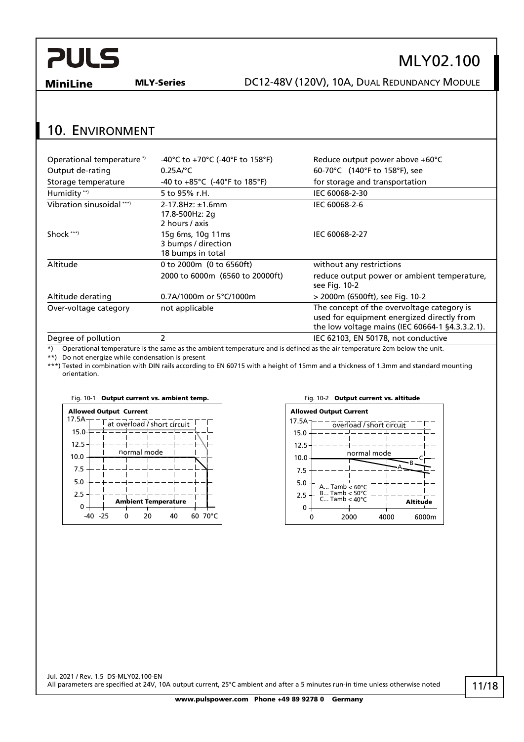## 10. Environment

| | | |
|---|---|---|
| Operational temperature *) | -40°C to +70°C (-40°F to 158°F) | Reduce output power above +60°C |
| Output de-rating | 0.25A/°C | 60-70°C (140°F to 158°F), see |
| Storage temperature | -40 to +85°C (-40°F to 185°F) | for storage and transportation |
| Humidity **) | 5 to 95% r.H. | IEC 60068-2-30 |
| Vibration sinusoidal ***) | 2-17.8Hz: ±1.6mm<br>17.8-500Hz: 2g<br>2 hours / axis | IEC 60068-2-6 |
| Shock ***) | 15g 6ms, 10g 11ms<br>3 bumps / direction<br>18 bumps in total | IEC 60068-2-27 |
| Altitude | 0 to 2000m (0 to 6560ft) | without any restrictions |
| | 2000 to 6000m (6560 to 20000ft) | reduce output power or ambient temperature, see Fig. 10-2 |
| Altitude derating | 0.7A/1000m or 5°C/1000m | > 2000m (6500ft), see Fig. 10-2 |
| Over-voltage category | not applicable | The concept of the overvoltage category is used for equipment energized directly from the low voltage mains (IEC 60664-1 §4.3.3.2.1). |
| Degree of pollution | 2 | IEC 62103, EN 50178, not conductive |

*) Operational temperature is the same as the ambient temperature and is defined as the air temperature 2cm below the unit.

**) Do not energize while condensation is present

***) Tested in combination with DIN rails according to EN 60715 with a height of 15mm and a thickness of 1.3mm and standard mounting orientation.

Fig. 10-1 **Output current vs. ambient temp.**

Fig. 10-2 **Output current vs. altitude**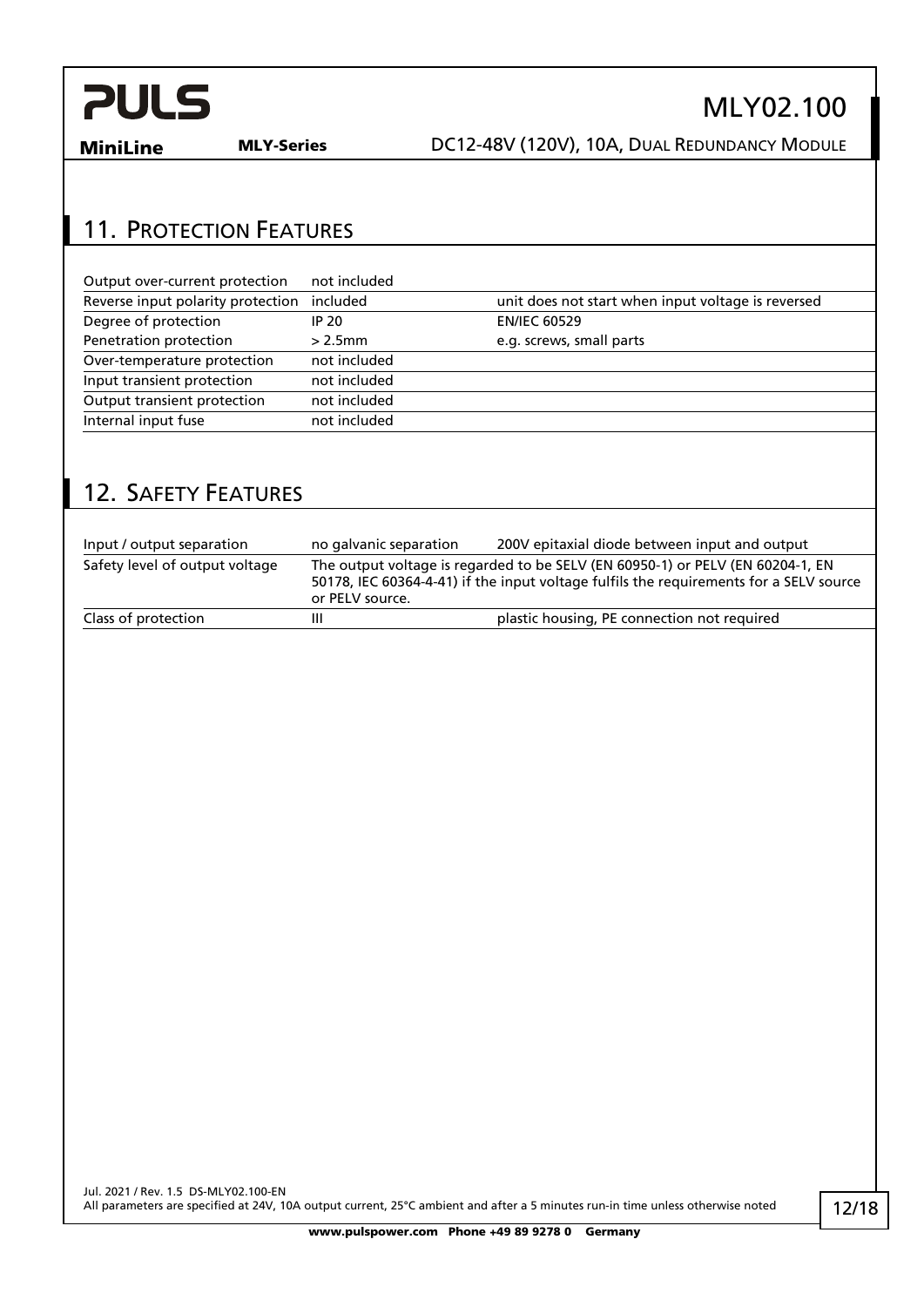## 11. Protection Features

| | | |
|---|---|---|
| Output over-current protection | not included | |
| Reverse input polarity protection | included | unit does not start when input voltage is reversed |
| Degree of protection | IP 20 | EN/IEC 60529 |
| Penetration protection | > 2.5mm | e.g. screws, small parts |
| Over-temperature protection | not included | |
| Input transient protection | not included | |
| Output transient protection | not included | |
| Internal input fuse | not included | |

## 12. Safety Features

| | | |
|---|---|---|
| Input / output separation | no galvanic separation | 200V epitaxial diode between input and output |
| Safety level of output voltage | The output voltage is regarded to be SELV (EN 60950-1) or PELV (EN 60204-1, EN 50178, IEC 60364-4-41) if the input voltage fulfils the requirements for a SELV source or PELV source. | |
| Class of protection | III | plastic housing, PE connection not required |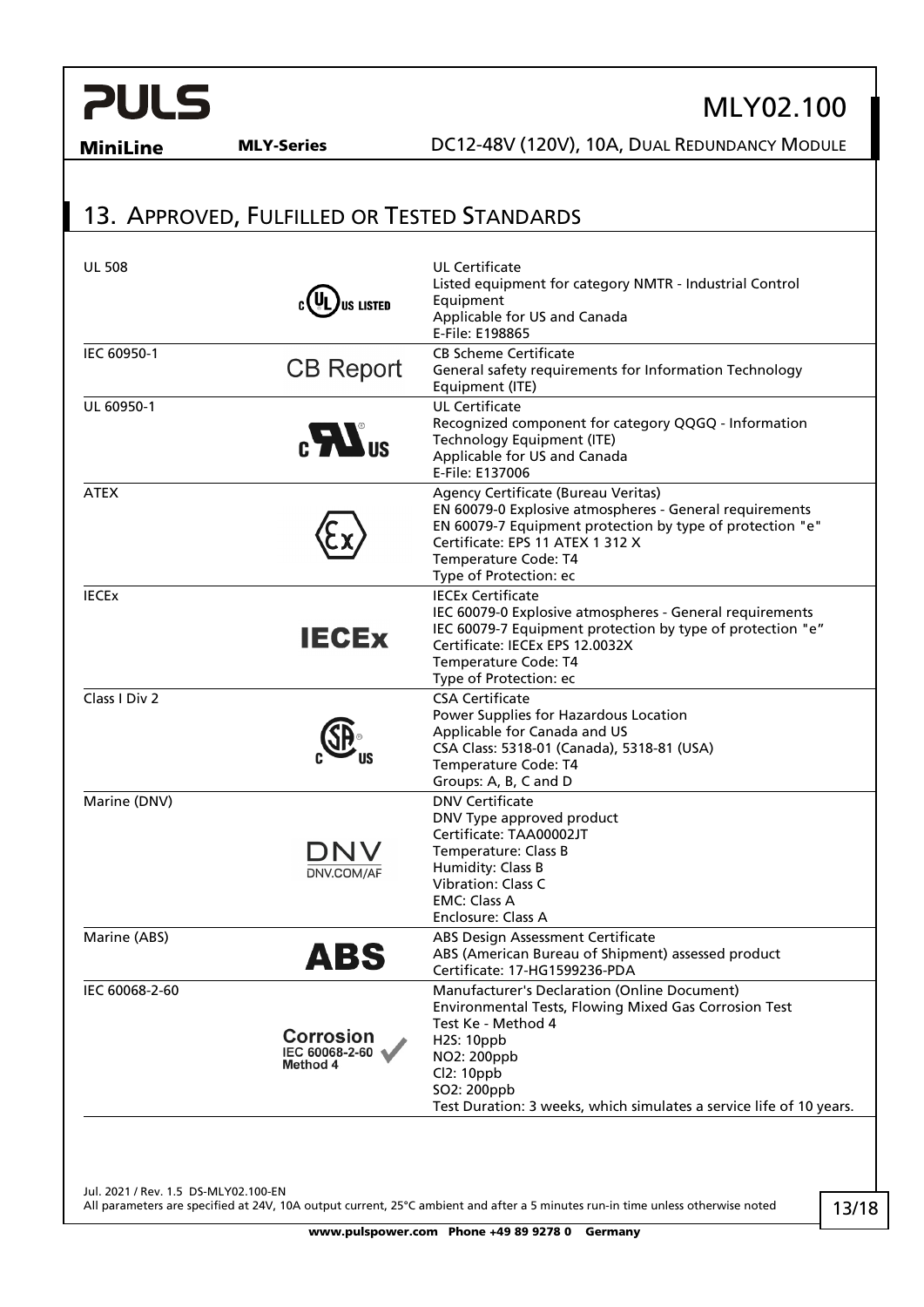## 13. Approved, Fulfilled or Tested Standards

| Standard | Mark | Description |
|---|---|---|
| UL 508 | c UL us LISTED | UL Certificate<br>Listed equipment for category NMTR - Industrial Control Equipment<br>Applicable for US and Canada<br>E-File: E198865 |
| IEC 60950-1 | CB Report | CB Scheme Certificate<br>General safety requirements for Information Technology Equipment (ITE) |
| UL 60950-1 | c RU us | UL Certificate<br>Recognized component for category QQGQ - Information Technology Equipment (ITE)<br>Applicable for US and Canada<br>E-File: E137006 |
| ATEX | Ex | Agency Certificate (Bureau Veritas)<br>EN 60079-0 Explosive atmospheres - General requirements<br>EN 60079-7 Equipment protection by type of protection "e"<br>Certificate: EPS 11 ATEX 1 312 X<br>Temperature Code: T4<br>Type of Protection: ec |
| IECEx | IECEx | IECEx Certificate<br>IEC 60079-0 Explosive atmospheres - General requirements<br>IEC 60079-7 Equipment protection by type of protection "e"<br>Certificate: IECEx EPS 12.0032X<br>Temperature Code: T4<br>Type of Protection: ec |
| Class I Div 2 | c SP us | CSA Certificate<br>Power Supplies for Hazardous Location<br>Applicable for Canada and US<br>CSA Class: 5318-01 (Canada), 5318-81 (USA)<br>Temperature Code: T4<br>Groups: A, B, C and D |
| Marine (DNV) | DNV DNV.COM/AF | DNV Certificate<br>DNV Type approved product<br>Certificate: TAA00002JT<br>Temperature: Class B<br>Humidity: Class B<br>Vibration: Class C<br>EMC: Class A<br>Enclosure: Class A |
| Marine (ABS) | ABS | ABS Design Assessment Certificate<br>ABS (American Bureau of Shipment) assessed product<br>Certificate: 17-HG1599236-PDA |
| IEC 60068-2-60 | Corrosion IEC 60068-2-60 Method 4 | Manufacturer's Declaration (Online Document)<br>Environmental Tests, Flowing Mixed Gas Corrosion Test<br>Test Ke - Method 4<br>$H_2S$: 10ppb<br>$NO_2$: 200ppb<br>$Cl_2$: 10ppb<br>$SO_2$: 200ppb<br>Test Duration: 3 weeks, which simulates a service life of 10 years. |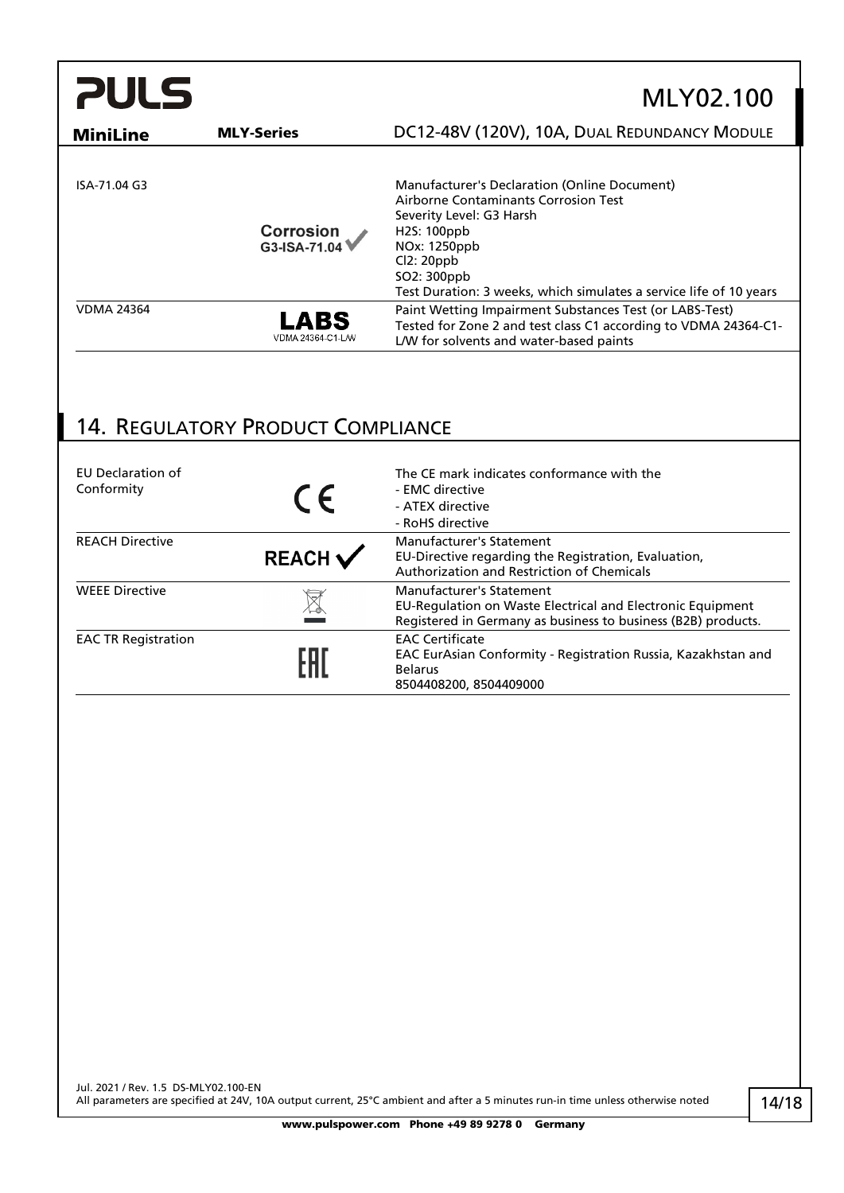| | | |
|---|---|---|
| ISA-71.04 G3 | Corrosion G3-ISA-71.04 | Manufacturer's Declaration (Online Document)<br>Airborne Contaminants Corrosion Test<br>Severity Level: G3 Harsh<br>$H_2S$: 100ppb<br>$NO_x$: 1250ppb<br>$Cl_2$: 20ppb<br>$SO_2$: 300ppb<br>Test Duration: 3 weeks, which simulates a service life of 10 years |
| VDMA 24364 | LABS VDMA 24364-C1-L/W | Paint Wetting Impairment Substances Test (or LABS-Test)<br>Tested for Zone 2 and test class C1 according to VDMA 24364-C1-L/W for solvents and water-based paints |

## 14. Regulatory Product Compliance

| | | |
|---|---|---|
| EU Declaration of Conformity | CE | The CE mark indicates conformance with the<br>- EMC directive<br>- ATEX directive<br>- RoHS directive |
| REACH Directive | REACH ✓ | Manufacturer's Statement<br>EU-Directive regarding the Registration, Evaluation, Authorization and Restriction of Chemicals |
| WEEE Directive | | Manufacturer's Statement<br>EU-Regulation on Waste Electrical and Electronic Equipment<br>Registered in Germany as business to business (B2B) products. |
| EAC TR Registration | EAC | EAC Certificate<br>EAC EurAsian Conformity - Registration Russia, Kazakhstan and Belarus<br>8504408200, 8504409000 |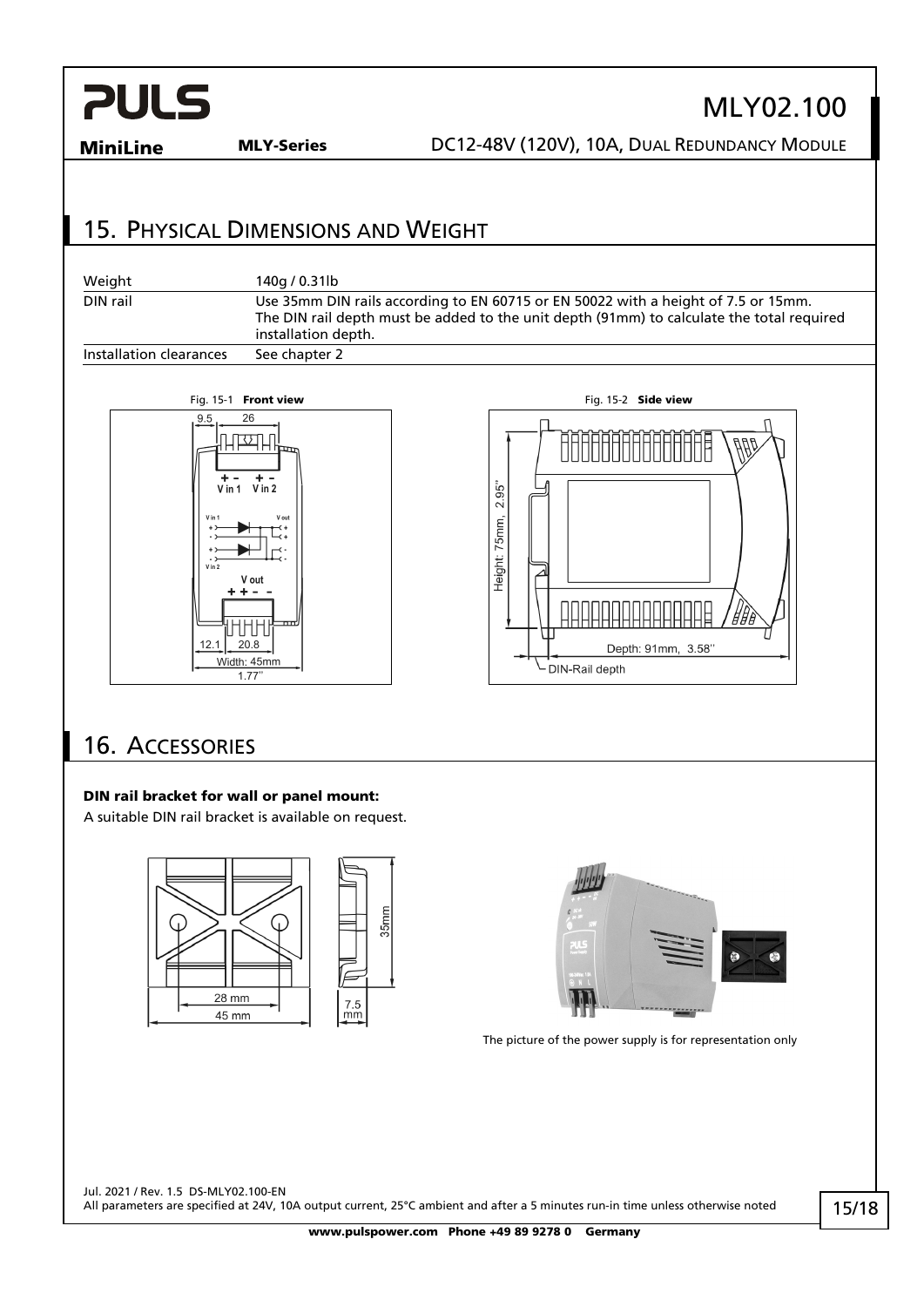## 15. Physical Dimensions and Weight

| | |
|---|---|
| Weight | 140g / 0.31lb |
| DIN rail | Use 35mm DIN rails according to EN 60715 or EN 50022 with a height of 7.5 or 15mm. The DIN rail depth must be added to the unit depth (91mm) to calculate the total required installation depth. |
| Installation clearances | See chapter 2 |

Fig. 15-1 **Front view**

Fig. 15-2 **Side view**

## 16. Accessories

**DIN rail bracket for wall or panel mount:**

A suitable DIN rail bracket is available on request.

The picture of the power supply is for representation only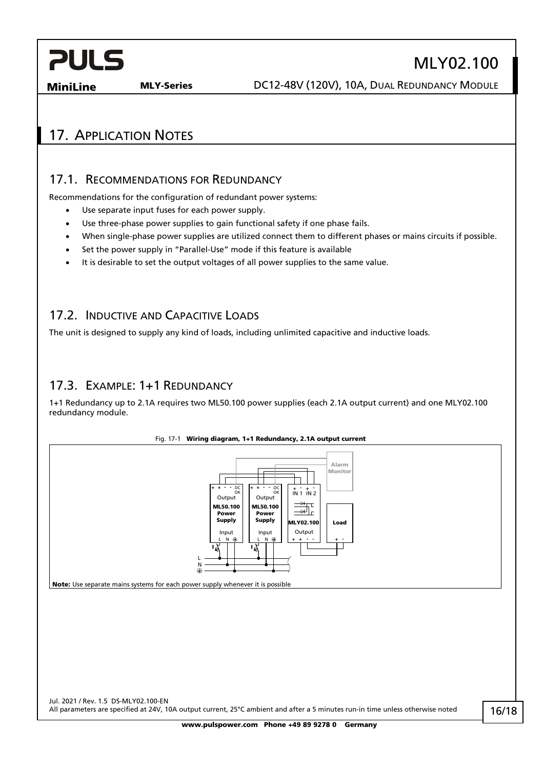# 17. Application Notes

## 17.1. Recommendations for Redundancy

Recommendations for the configuration of redundant power systems:

- Use separate input fuses for each power supply.
- Use three-phase power supplies to gain functional safety if one phase fails.
- When single-phase power supplies are utilized connect them to different phases or mains circuits if possible.
- Set the power supply in "Parallel-Use" mode if this feature is available
- It is desirable to set the output voltages of all power supplies to the same value.

## 17.2. Inductive and Capacitive Loads

The unit is designed to supply any kind of loads, including unlimited capacitive and inductive loads.

## 17.3. Example: 1+1 Redundancy

1+1 Redundancy up to 2.1A requires two ML50.100 power supplies (each 2.1A output current) and one MLY02.100 redundancy module.

Fig. 17-1 **Wiring diagram, 1+1 Redundancy, 2.1A output current**

**Note:** Use separate mains systems for each power supply whenever it is possible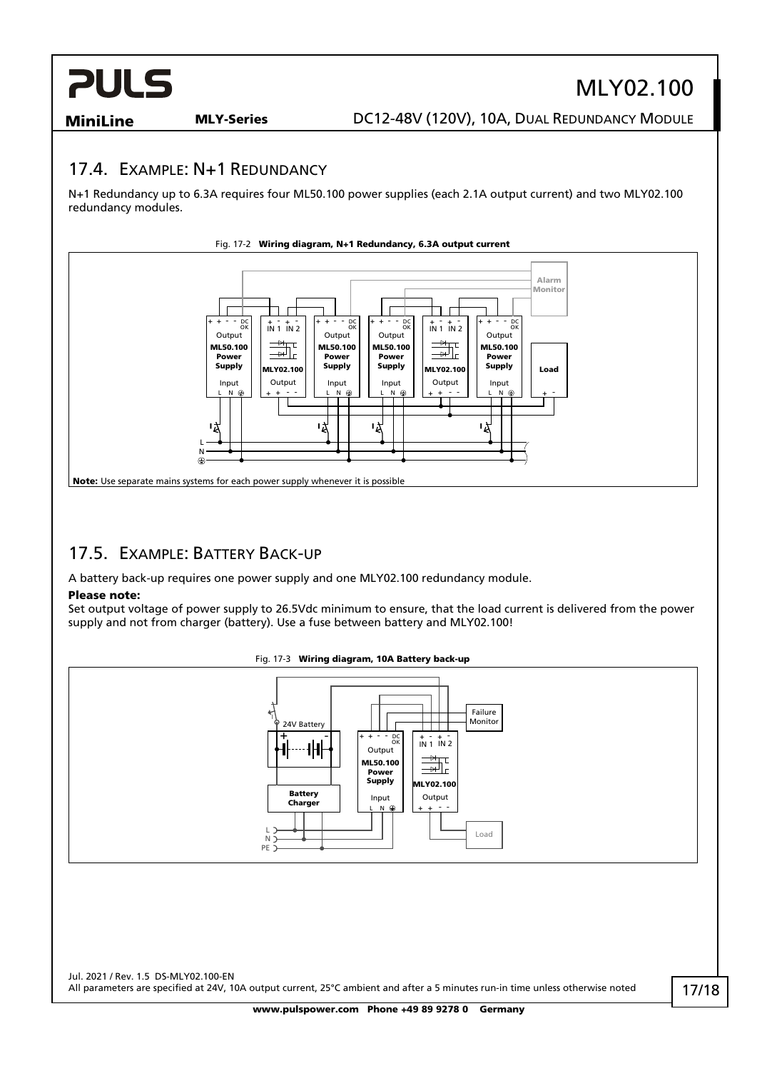## 17.4. Example: N+1 Redundancy

N+1 Redundancy up to 6.3A requires four ML50.100 power supplies (each 2.1A output current) and two MLY02.100 redundancy modules.

Fig. 17-2 **Wiring diagram, N+1 Redundancy, 6.3A output current**

**Note:** Use separate mains systems for each power supply whenever it is possible

## 17.5. Example: Battery Back-up

A battery back-up requires one power supply and one MLY02.100 redundancy module.

**Please note:**
Set output voltage of power supply to 26.5Vdc minimum to ensure, that the load current is delivered from the power supply and not from charger (battery). Use a fuse between battery and MLY02.100!

Fig. 17-3 **Wiring diagram, 10A Battery back-up**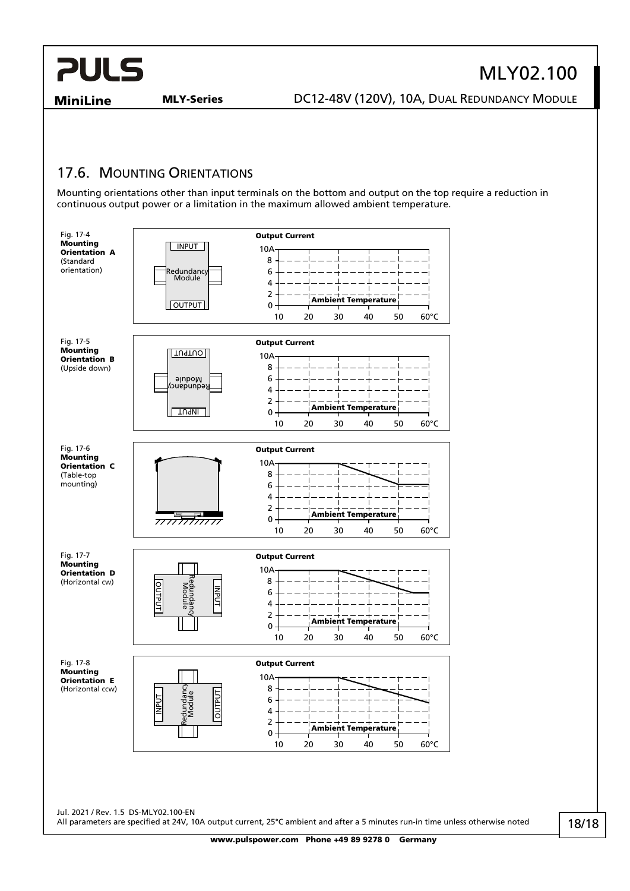## 17.6. Mounting Orientations

Mounting orientations other than input terminals on the bottom and output on the top require a reduction in continuous output power or a limitation in the maximum allowed ambient temperature.

Fig. 17-4
**Mounting Orientation A**
(Standard orientation)

INPUT
Redundancy Module
OUTPUT

Output Current
10A
8
6
4
2
0
Ambient Temperature
10 20 30 40 50 60°C

Fig. 17-5
**Mounting Orientation B**
(Upside down)

OUTPUT
Redundancy Module
INPUT

Output Current
10A
8
6
4
2
0
Ambient Temperature
10 20 30 40 50 60°C

Fig. 17-6
**Mounting Orientation C**
(Table-top mounting)

Output Current
10A
8
6
4
2
0
Ambient Temperature
10 20 30 40 50 60°C

Fig. 17-7
**Mounting Orientation D**
(Horizontal cw)

OUTPUT
Redundancy Module
INPUT

Output Current
10A
8
6
4
2
0
Ambient Temperature
10 20 30 40 50 60°C

Fig. 17-8
**Mounting Orientation E**
(Horizontal ccw)

INPUT
Redundancy Module
OUTPUT

Output Current
10A
8
6
4
2
0
Ambient Temperature
10 20 30 40 50 60°C